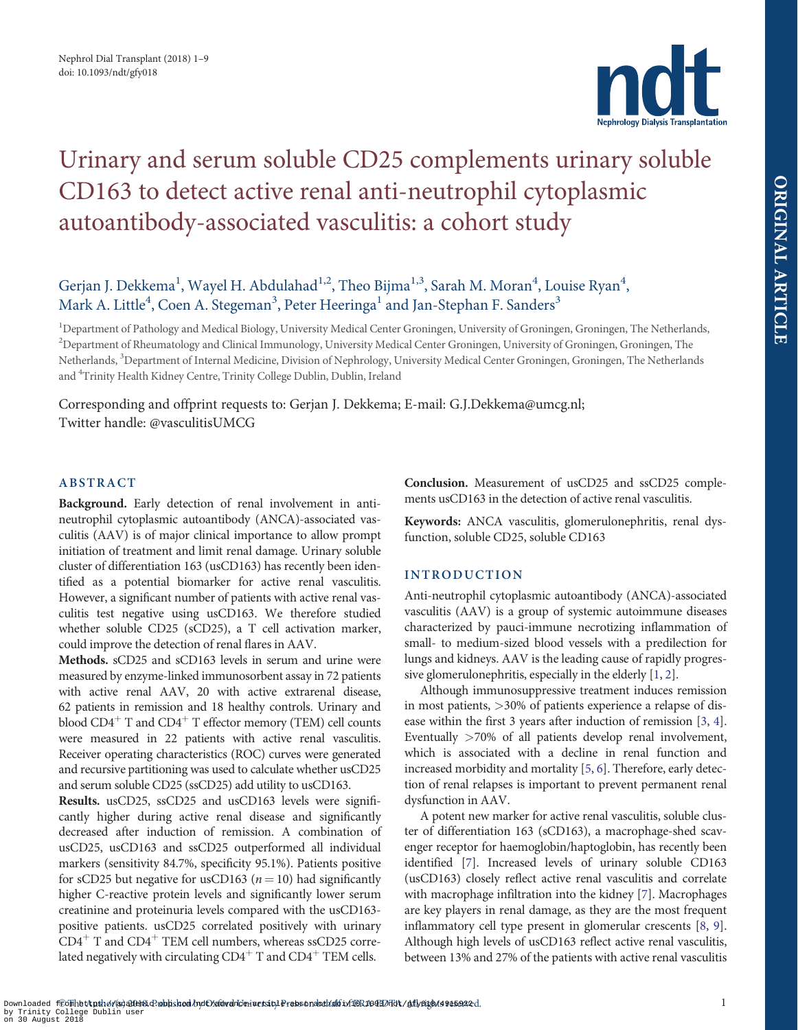# Urinary and serum soluble CD25 complements urinary soluble CD163 to detect active renal anti-neutrophil cytoplasmic autoantibody-associated vasculitis: a cohort study

Gerjan J. Dekkema[1], Wayel H. Abdulahad[1,2], Theo Bijma[1,3], Sarah M. Moran[4], Louise Ryan[4], Mark A. Little[4], Coen A. Stegeman[3], Peter Heeringa[1] and Jan-Stephan F. Sanders[3]

[1]Department of Pathology and Medical Biology, University Medical Center Groningen, University of Groningen, Groningen, The Netherlands, [2]Department of Rheumatology and Clinical Immunology, University Medical Center Groningen, University of Groningen, Groningen, The Netherlands, [3]Department of Internal Medicine, Division of Nephrology, University Medical Center Groningen, Groningen, The Netherlands and [4]Trinity Health Kidney Centre, Trinity College Dublin, Dublin, Ireland

Corresponding and offprint requests to: Gerjan J. Dekkema; E-mail: G.J.Dekkema@umcg.nl; Twitter handle: @vasculitisUMCG

## ABSTRACT

**Background.** Early detection of renal involvement in anti-neutrophil cytoplasmic autoantibody (ANCA)-associated vasculitis (AAV) is of major clinical importance to allow prompt initiation of treatment and limit renal damage. Urinary soluble cluster of differentiation 163 (usCD163) has recently been identified as a potential biomarker for active renal vasculitis. However, a significant number of patients with active renal vasculitis test negative using usCD163. We therefore studied whether soluble CD25 (sCD25), a T cell activation marker, could improve the detection of renal flares in AAV.

**Methods.** sCD25 and sCD163 levels in serum and urine were measured by enzyme-linked immunosorbent assay in 72 patients with active renal AAV, 20 with active extrarenal disease, 62 patients in remission and 18 healthy controls. Urinary and blood $CD4^+$ T and $CD4^+$ T effector memory (TEM) cell counts were measured in 22 patients with active renal vasculitis. Receiver operating characteristics (ROC) curves were generated and recursive partitioning was used to calculate whether usCD25 and serum soluble CD25 (ssCD25) add utility to usCD163.

**Results.** usCD25, ssCD25 and usCD163 levels were significantly higher during active renal disease and significantly decreased after induction of remission. A combination of usCD25, usCD163 and ssCD25 outperformed all individual markers (sensitivity 84.7%, specificity 95.1%). Patients positive for sCD25 but negative for usCD163 ($n = 10$) had significantly higher C-reactive protein levels and significantly lower serum creatinine and proteinuria levels compared with the usCD163-positive patients. usCD25 correlated positively with urinary $CD4^+$ T and $CD4^+$ TEM cell numbers, whereas ssCD25 correlated negatively with circulating $CD4^+$ T and $CD4^+$ TEM cells.

**Conclusion.** Measurement of usCD25 and ssCD25 complements usCD163 in the detection of active renal vasculitis.

**Keywords:** ANCA vasculitis, glomerulonephritis, renal dysfunction, soluble CD25, soluble CD163

## INTRODUCTION

Anti-neutrophil cytoplasmic autoantibody (ANCA)-associated vasculitis (AAV) is a group of systemic autoimmune diseases characterized by pauci-immune necrotizing inflammation of small- to medium-sized blood vessels with a predilection for lungs and kidneys. AAV is the leading cause of rapidly progressive glomerulonephritis, especially in the elderly [1, 2].

Although immunosuppressive treatment induces remission in most patients, >30% of patients experience a relapse of disease within the first 3 years after induction of remission [3, 4]. Eventually >70% of all patients develop renal involvement, which is associated with a decline in renal function and increased morbidity and mortality [5, 6]. Therefore, early detection of renal relapses is important to prevent permanent renal dysfunction in AAV.

A potent new marker for active renal vasculitis, soluble cluster of differentiation 163 (sCD163), a macrophage-shed scavenger receptor for haemoglobin/haptoglobin, has recently been identified [7]. Increased levels of urinary soluble CD163 (usCD163) closely reflect active renal vasculitis and correlate with macrophage infiltration into the kidney [7]. Macrophages are key players in renal damage, as they are the most frequent inflammatory cell type present in glomerular crescents [8, 9]. Although high levels of usCD163 reflect active renal vasculitis, between 13% and 27% of the patients with active renal vasculitis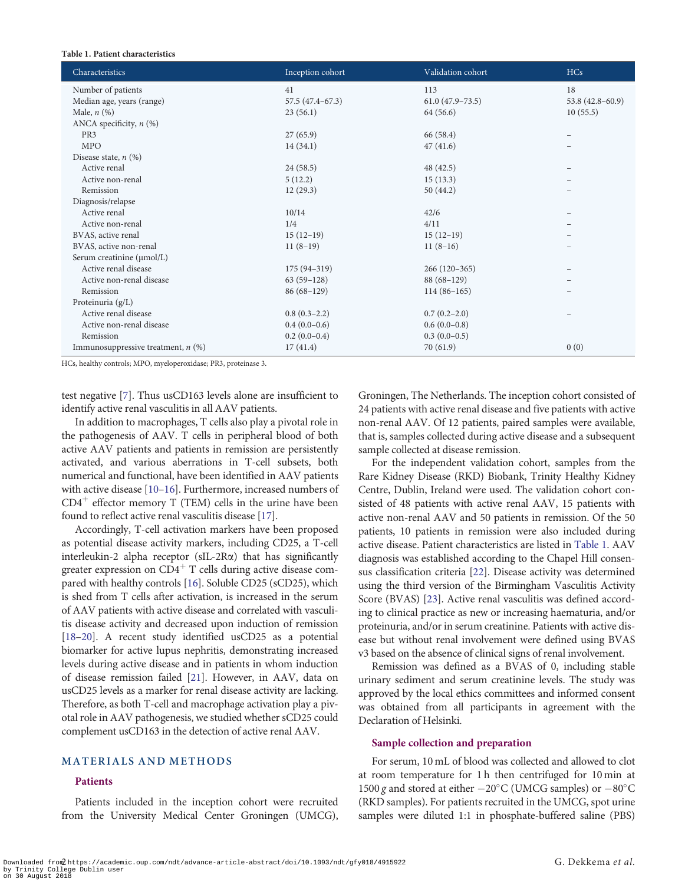**Table 1. Patient characteristics**

| Characteristics | Inception cohort | Validation cohort | HCs |
|---|---|---|---|
| Number of patients | 41 | 113 | 18 |
| Median age, years (range) | 57.5 (47.4–67.3) | 61.0 (47.9–73.5) | 53.8 (42.8–60.9) |
| Male, *n* (%) | 23 (56.1) | 64 (56.6) | 10 (55.5) |
| ANCA specificity, *n* (%) | | | |
| PR3 | 27 (65.9) | 66 (58.4) | – |
| MPO | 14 (34.1) | 47 (41.6) | – |
| Disease state, *n* (%) | | | |
| Active renal | 24 (58.5) | 48 (42.5) | – |
| Active non-renal | 5 (12.2) | 15 (13.3) | – |
| Remission | 12 (29.3) | 50 (44.2) | – |
| Diagnosis/relapse | | | |
| Active renal | 10/14 | 42/6 | – |
| Active non-renal | 1/4 | 4/11 | – |
| BVAS, active renal | 15 (12–19) | 15 (12–19) | – |
| BVAS, active non-renal | 11 (8–19) | 11 (8–16) | – |
| Serum creatinine (μmol/L) | | | |
| Active renal disease | 175 (94–319) | 266 (120–365) | – |
| Active non-renal disease | 63 (59–128) | 88 (68–129) | – |
| Remission | 86 (68–129) | 114 (86–165) | – |
| Proteinuria (g/L) | | | |
| Active renal disease | 0.8 (0.3–2.2) | 0.7 (0.2–2.0) | – |
| Active non-renal disease | 0.4 (0.0–0.6) | 0.6 (0.0–0.8) | |
| Remission | 0.2 (0.0–0.4) | 0.3 (0.0–0.5) | |
| Immunosuppressive treatment, *n* (%) | 17 (41.4) | 70 (61.9) | 0 (0) |

HCs, healthy controls; MPO, myeloperoxidase; PR3, proteinase 3.

test negative [7]. Thus usCD163 levels alone are insufficient to identify active renal vasculitis in all AAV patients.

In addition to macrophages, T cells also play a pivotal role in the pathogenesis of AAV. T cells in peripheral blood of both active AAV patients and patients in remission are persistently activated, and various aberrations in T-cell subsets, both numerical and functional, have been identified in AAV patients with active disease [10–16]. Furthermore, increased numbers of $CD4^+$ effector memory T (TEM) cells in the urine have been found to reflect active renal vasculitis disease [17].

Accordingly, T-cell activation markers have been proposed as potential disease activity markers, including CD25, a T-cell interleukin-2 alpha receptor (sIL-2Rα) that has significantly greater expression on $CD4^+$ T cells during active disease compared with healthy controls [16]. Soluble CD25 (sCD25), which is shed from T cells after activation, is increased in the serum of AAV patients with active disease and correlated with vasculitis disease activity and decreased upon induction of remission [18–20]. A recent study identified usCD25 as a potential biomarker for active lupus nephritis, demonstrating increased levels during active disease and in patients in whom induction of disease remission failed [21]. However, in AAV, data on usCD25 levels as a marker for renal disease activity are lacking. Therefore, as both T-cell and macrophage activation play a pivotal role in AAV pathogenesis, we studied whether sCD25 could complement usCD163 in the detection of active renal AAV.

## MATERIALS AND METHODS

### Patients

Patients included in the inception cohort were recruited from the University Medical Center Groningen (UMCG), Groningen, The Netherlands. The inception cohort consisted of 24 patients with active renal disease and five patients with active non-renal AAV. Of 12 patients, paired samples were available, that is, samples collected during active disease and a subsequent sample collected at disease remission.

For the independent validation cohort, samples from the Rare Kidney Disease (RKD) Biobank, Trinity Healthy Kidney Centre, Dublin, Ireland were used. The validation cohort consisted of 48 patients with active renal AAV, 15 patients with active non-renal AAV and 50 patients in remission. Of the 50 patients, 10 patients in remission were also included during active disease. Patient characteristics are listed in Table 1. AAV diagnosis was established according to the Chapel Hill consensus classification criteria [22]. Disease activity was determined using the third version of the Birmingham Vasculitis Activity Score (BVAS) [23]. Active renal vasculitis was defined according to clinical practice as new or increasing haematuria, and/or proteinuria, and/or in serum creatinine. Patients with active disease but without renal involvement were defined using BVAS v3 based on the absence of clinical signs of renal involvement.

Remission was defined as a BVAS of 0, including stable urinary sediment and serum creatinine levels. The study was approved by the local ethics committees and informed consent was obtained from all participants in agreement with the Declaration of Helsinki.

### Sample collection and preparation

For serum, 10 mL of blood was collected and allowed to clot at room temperature for 1 h then centrifuged for 10 min at 1500 *g* and stored at either −20°C (UMCG samples) or −80°C (RKD samples). For patients recruited in the UMCG, spot urine samples were diluted 1:1 in phosphate-buffered saline (PBS)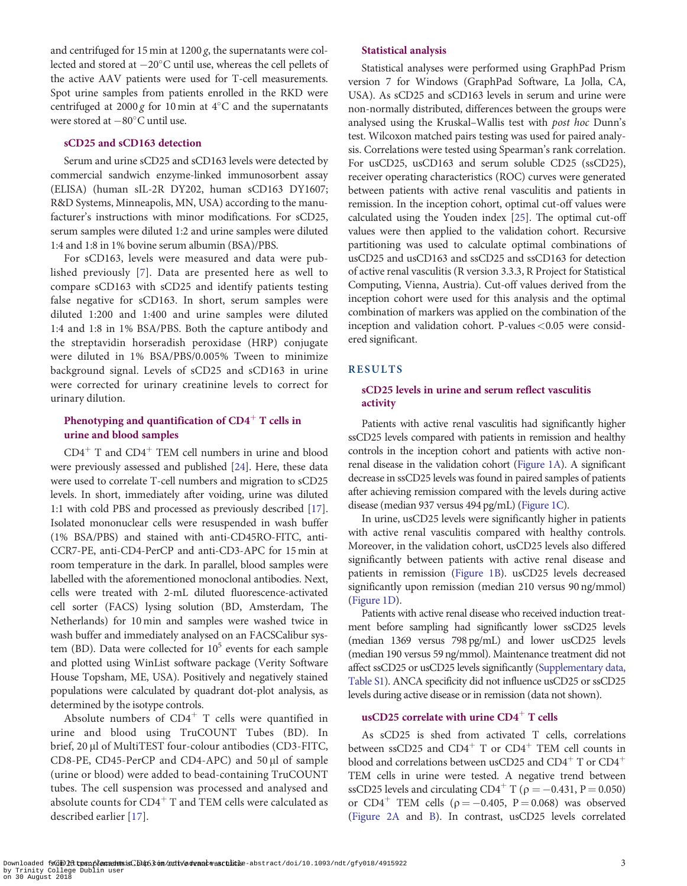and centrifuged for 15 min at 1200 *g*, the supernatants were collected and stored at −20°C until use, whereas the cell pellets of the active AAV patients were used for T-cell measurements. Spot urine samples from patients enrolled in the RKD were centrifuged at 2000 *g* for 10 min at 4°C and the supernatants were stored at −80°C until use.

### sCD25 and sCD163 detection

Serum and urine sCD25 and sCD163 levels were detected by commercial sandwich enzyme-linked immunosorbent assay (ELISA) (human sIL-2R DY202, human sCD163 DY1607; R&D Systems, Minneapolis, MN, USA) according to the manufacturer's instructions with minor modifications. For sCD25, serum samples were diluted 1:2 and urine samples were diluted 1:4 and 1:8 in 1% bovine serum albumin (BSA)/PBS.

For sCD163, levels were measured and data were published previously [7]. Data are presented here as well to compare sCD163 with sCD25 and identify patients testing false negative for sCD163. In short, serum samples were diluted 1:200 and 1:400 and urine samples were diluted 1:4 and 1:8 in 1% BSA/PBS. Both the capture antibody and the streptavidin horseradish peroxidase (HRP) conjugate were diluted in 1% BSA/PBS/0.005% Tween to minimize background signal. Levels of sCD25 and sCD163 in urine were corrected for urinary creatinine levels to correct for urinary dilution.

### Phenotyping and quantification of CD4$^{+}$ T cells in urine and blood samples

CD4$^{+}$ T and CD4$^{+}$ TEM cell numbers in urine and blood were previously assessed and published [24]. Here, these data were used to correlate T-cell numbers and migration to sCD25 levels. In short, immediately after voiding, urine was diluted 1:1 with cold PBS and processed as previously described [17]. Isolated mononuclear cells were resuspended in wash buffer (1% BSA/PBS) and stained with anti-CD45RO-FITC, anti-CCR7-PE, anti-CD4-PerCP and anti-CD3-APC for 15 min at room temperature in the dark. In parallel, blood samples were labelled with the aforementioned monoclonal antibodies. Next, cells were treated with 2-mL diluted fluorescence-activated cell sorter (FACS) lysing solution (BD, Amsterdam, The Netherlands) for 10 min and samples were washed twice in wash buffer and immediately analysed on an FACSCalibur system (BD). Data were collected for $10^5$ events for each sample and plotted using WinList software package (Verity Software House Topsham, ME, USA). Positively and negatively stained populations were calculated by quadrant dot-plot analysis, as determined by the isotype controls.

Absolute numbers of CD4$^{+}$ T cells were quantified in urine and blood using TruCOUNT Tubes (BD). In brief, 20 μl of MultiTEST four-colour antibodies (CD3-FITC, CD8-PE, CD45-PerCP and CD4-APC) and 50 μl of sample (urine or blood) were added to bead-containing TruCOUNT tubes. The cell suspension was processed and analysed and absolute counts for CD4$^{+}$ T and TEM cells were calculated as described earlier [17].

### Statistical analysis

Statistical analyses were performed using GraphPad Prism version 7 for Windows (GraphPad Software, La Jolla, CA, USA). As sCD25 and sCD163 levels in serum and urine were non-normally distributed, differences between the groups were analysed using the Kruskal–Wallis test with *post hoc* Dunn's test. Wilcoxon matched pairs testing was used for paired analysis. Correlations were tested using Spearman's rank correlation. For usCD25, usCD163 and serum soluble CD25 (ssCD25), receiver operating characteristics (ROC) curves were generated between patients with active renal vasculitis and patients in remission. In the inception cohort, optimal cut-off values were calculated using the Youden index [25]. The optimal cut-off values were then applied to the validation cohort. Recursive partitioning was used to calculate optimal combinations of usCD25 and usCD163 and ssCD25 and ssCD163 for detection of active renal vasculitis (R version 3.3.3, R Project for Statistical Computing, Vienna, Austria). Cut-off values derived from the inception cohort were used for this analysis and the optimal combination of markers was applied on the combination of the inception and validation cohort. P-values $<$0.05 were considered significant.

## RESULTS

### sCD25 levels in urine and serum reflect vasculitis activity

Patients with active renal vasculitis had significantly higher ssCD25 levels compared with patients in remission and healthy controls in the inception cohort and patients with active non-renal disease in the validation cohort (Figure 1A). A significant decrease in ssCD25 levels was found in paired samples of patients after achieving remission compared with the levels during active disease (median 937 versus 494 pg/mL) (Figure 1C).

In urine, usCD25 levels were significantly higher in patients with active renal vasculitis compared with healthy controls. Moreover, in the validation cohort, usCD25 levels also differed significantly between patients with active renal disease and patients in remission (Figure 1B). usCD25 levels decreased significantly upon remission (median 210 versus 90 ng/mmol) (Figure 1D).

Patients with active renal disease who received induction treatment before sampling had significantly lower ssCD25 levels (median 1369 versus 798 pg/mL) and lower usCD25 levels (median 190 versus 59 ng/mmol). Maintenance treatment did not affect ssCD25 or usCD25 levels significantly (Supplementary data, Table S1). ANCA specificity did not influence usCD25 or ssCD25 levels during active disease or in remission (data not shown).

### usCD25 correlate with urine CD4$^{+}$ T cells

As sCD25 is shed from activated T cells, correlations between ssCD25 and CD4$^{+}$ T or CD4$^{+}$ TEM cell counts in blood and correlations between usCD25 and CD4$^{+}$ T or CD4$^{+}$ TEM cells in urine were tested. A negative trend between ssCD25 levels and circulating CD4$^{+}$ T ($\rho = -0.431$, $P = 0.050$) or CD4$^{+}$ TEM cells ($\rho = -0.405$, $P = 0.068$) was observed (Figure 2A and B). In contrast, usCD25 levels correlated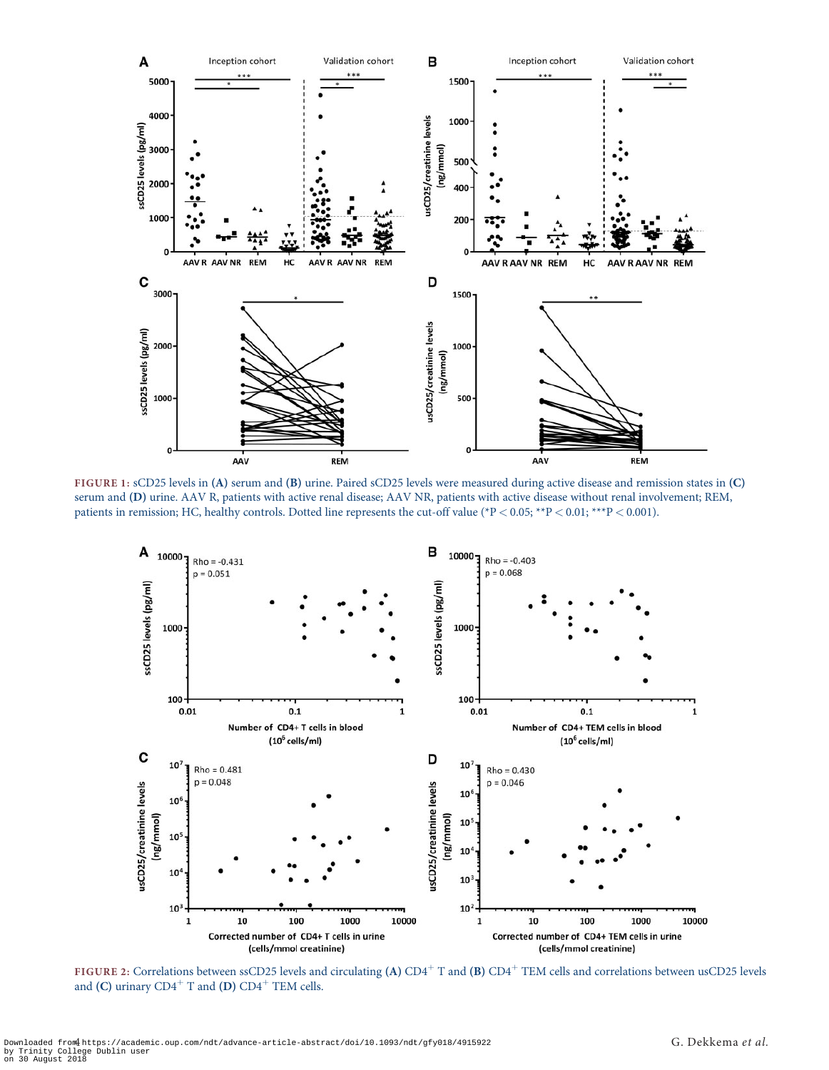FIGURE 1: sCD25 levels in (A) serum and (B) urine. Paired sCD25 levels were measured during active disease and remission states in (C) serum and (D) urine. AAV R, patients with active renal disease; AAV NR, patients with active disease without renal involvement; REM, patients in remission; HC, healthy controls. Dotted line represents the cut-off value (*P < 0.05; **P < 0.01; ***P < 0.001).

FIGURE 2: Correlations between ssCD25 levels and circulating (A) CD4$^{+}$ T and (B) CD4$^{+}$ TEM cells and correlations between usCD25 levels and (C) urinary CD4$^{+}$ T and (D) CD4$^{+}$ TEM cells.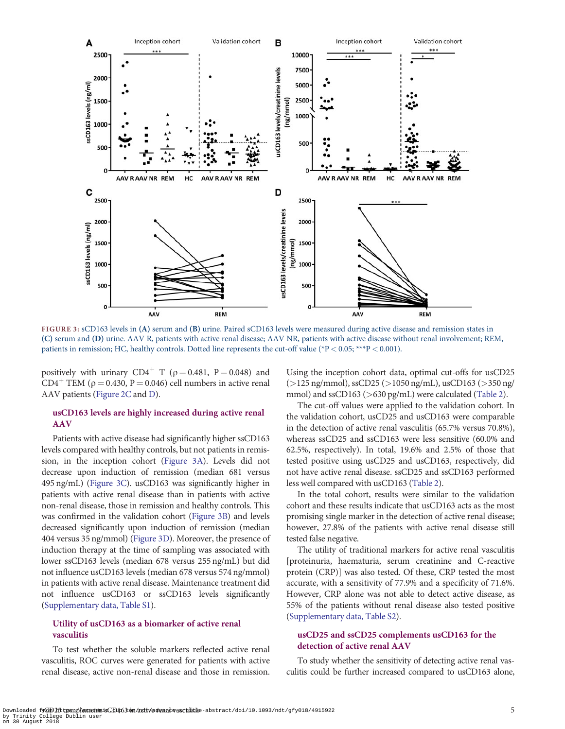FIGURE 3: sCD163 levels in (A) serum and (B) urine. Paired sCD163 levels were measured during active disease and remission states in (C) serum and (D) urine. AAV R, patients with active renal disease; AAV NR, patients with active disease without renal involvement; REM, patients in remission; HC, healthy controls. Dotted line represents the cut-off value (*P < 0.05; ***P < 0.001).

positively with urinary $CD4^+$ T (ρ = 0.481, P = 0.048) and $CD4^+$ TEM (ρ = 0.430, P = 0.046) cell numbers in active renal AAV patients (Figure 2C and D).

### usCD163 levels are highly increased during active renal AAV

Patients with active disease had significantly higher ssCD163 levels compared with healthy controls, but not patients in remission, in the inception cohort (Figure 3A). Levels did not decrease upon induction of remission (median 681 versus 495 ng/mL) (Figure 3C). usCD163 was significantly higher in patients with active renal disease than in patients with active non-renal disease, those in remission and healthy controls. This was confirmed in the validation cohort (Figure 3B) and levels decreased significantly upon induction of remission (median 404 versus 35 ng/mmol) (Figure 3D). Moreover, the presence of induction therapy at the time of sampling was associated with lower ssCD163 levels (median 678 versus 255 ng/mL) but did not influence usCD163 levels (median 678 versus 574 ng/mmol) in patients with active renal disease. Maintenance treatment did not influence usCD163 or ssCD163 levels significantly (Supplementary data, Table S1).

### Utility of usCD163 as a biomarker of active renal vasculitis

To test whether the soluble markers reflected active renal vasculitis, ROC curves were generated for patients with active renal disease, active non-renal disease and those in remission. Using the inception cohort data, optimal cut-offs for usCD25 (>125 ng/mmol), ssCD25 (>1050 ng/mL), usCD163 (>350 ng/mmol) and ssCD163 (>630 pg/mL) were calculated (Table 2).

The cut-off values were applied to the validation cohort. In the validation cohort, usCD25 and usCD163 were comparable in the detection of active renal vasculitis (65.7% versus 70.8%), whereas ssCD25 and ssCD163 were less sensitive (60.0% and 62.5%, respectively). In total, 19.6% and 2.5% of those that tested positive using usCD25 and usCD163, respectively, did not have active renal disease. ssCD25 and ssCD163 performed less well compared with usCD163 (Table 2).

In the total cohort, results were similar to the validation cohort and these results indicate that usCD163 acts as the most promising single marker in the detection of active renal disease; however, 27.8% of the patients with active renal disease still tested false negative.

The utility of traditional markers for active renal vasculitis [proteinuria, haematuria, serum creatinine and C-reactive protein (CRP)] was also tested. Of these, CRP tested the most accurate, with a sensitivity of 77.9% and a specificity of 71.6%. However, CRP alone was not able to detect active disease, as 55% of the patients without renal disease also tested positive (Supplementary data, Table S2).

### usCD25 and ssCD25 complements usCD163 for the detection of active renal AAV

To study whether the sensitivity of detecting active renal vasculitis could be further increased compared to usCD163 alone,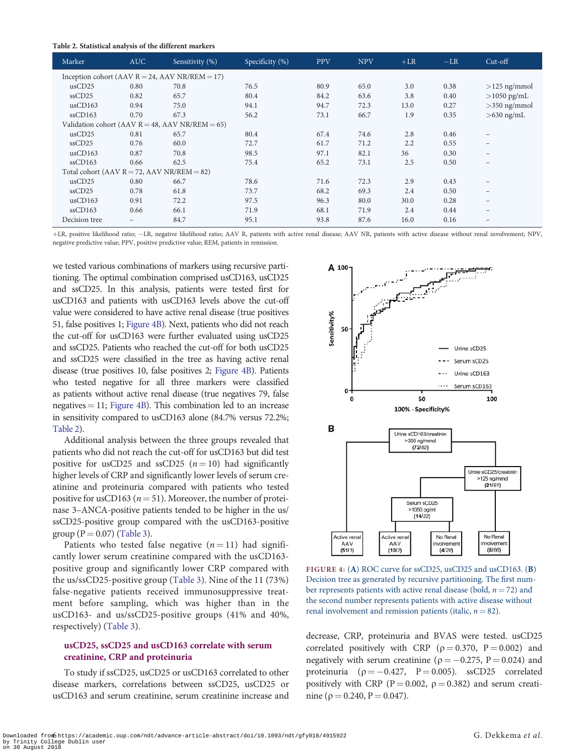**Table 2. Statistical analysis of the different markers**

| Marker | AUC | Sensitivity (%) | Specificity (%) | PPV | NPV | +LR | −LR | Cut-off |
|---|---|---|---|---|---|---|---|---|
| Inception cohort (AAV R = 24, AAV NR/REM = 17) | | | | | | | | |
| usCD25 | 0.80 | 70.8 | 76.5 | 80.9 | 65.0 | 3.0 | 0.38 | >125 ng/mmol |
| ssCD25 | 0.82 | 65.7 | 80.4 | 84.2 | 63.6 | 3.8 | 0.40 | >1050 pg/mL |
| usCD163 | 0.94 | 75.0 | 94.1 | 94.7 | 72.3 | 13.0 | 0.27 | >350 ng/mmol |
| ssCD163 | 0.70 | 67.3 | 56.2 | 73.1 | 66.7 | 1.9 | 0.35 | >630 ng/mL |
| Validation cohort (AAV R = 48, AAV NR/REM = 65) | | | | | | | | |
| usCD25 | 0.81 | 65.7 | 80.4 | 67.4 | 74.6 | 2.8 | 0.46 | – |
| ssCD25 | 0.76 | 60.0 | 72.7 | 61.7 | 71.2 | 2.2 | 0.55 | – |
| usCD163 | 0.87 | 70.8 | 98.5 | 97.1 | 82.1 | 36 | 0.30 | – |
| ssCD163 | 0.66 | 62.5 | 75.4 | 65.2 | 73.1 | 2.5 | 0.50 | – |
| Total cohort (AAV R = 72, AAV NR/REM = 82) | | | | | | | | |
| usCD25 | 0.80 | 66.7 | 78.6 | 71.6 | 72.3 | 2.9 | 0.43 | – |
| ssCD25 | 0.78 | 61.8 | 73.7 | 68.2 | 69.3 | 2.4 | 0.50 | – |
| usCD163 | 0.91 | 72.2 | 97.5 | 96.3 | 80.0 | 30.0 | 0.28 | – |
| ssCD163 | 0.66 | 66.1 | 71.9 | 68.1 | 71.9 | 2.4 | 0.44 | – |
| Decision tree | – | 84.7 | 95.1 | 93.8 | 87.6 | 16.0 | 0.16 | – |

+LR, positive likelihood ratio; −LR, negative likelihood ratio; AAV R, patients with active renal disease; AAV NR, patients with active disease without renal involvement; NPV, negative predictive value; PPV, positive predictive value; REM, patients in remission.

we tested various combinations of markers using recursive partitioning. The optimal combination comprised usCD163, usCD25 and ssCD25. In this analysis, patients were tested first for usCD163 and patients with usCD163 levels above the cut-off value were considered to have active renal disease (true positives 51, false positives 1; Figure 4B). Next, patients who did not reach the cut-off for usCD163 were further evaluated using usCD25 and ssCD25. Patients who reached the cut-off for both usCD25 and ssCD25 were classified in the tree as having active renal disease (true positives 10, false positives 2; Figure 4B). Patients who tested negative for all three markers were classified as patients without active renal disease (true negatives 79, false negatives = 11; Figure 4B). This combination led to an increase in sensitivity compared to usCD163 alone (84.7% versus 72.2%; Table 2).

Additional analysis between the three groups revealed that patients who did not reach the cut-off for usCD163 but did test positive for usCD25 and ssCD25 ($n = 10$) had significantly higher levels of CRP and significantly lower levels of serum creatinine and proteinuria compared with patients who tested positive for usCD163 ($n = 51$). Moreover, the number of proteinase 3–ANCA-positive patients tended to be higher in the us/ssCD25-positive group compared with the usCD163-positive group ($P = 0.07$) (Table 3).

Patients who tested false negative ($n = 11$) had significantly lower serum creatinine compared with the usCD163-positive group and significantly lower CRP compared with the us/ssCD25-positive group (Table 3). Nine of the 11 (73%) false-negative patients received immunosuppressive treatment before sampling, which was higher than in the usCD163- and us/ssCD25-positive groups (41% and 40%, respectively) (Table 3).

## usCD25, ssCD25 and usCD163 correlate with serum creatinine, CRP and proteinuria

To study if ssCD25, usCD25 or usCD163 correlated to other disease markers, correlations between ssCD25, usCD25 or usCD163 and serum creatinine, serum creatinine increase and decrease, CRP, proteinuria and BVAS were tested. usCD25 correlated positively with CRP ($\rho = 0.370$, $P = 0.002$) and negatively with serum creatinine ($\rho = -0.275$, $P = 0.024$) and proteinuria ($\rho = -0.427$, $P = 0.005$). ssCD25 correlated positively with CRP ($P = 0.002$, $\rho = 0.382$) and serum creatinine ($\rho = 0.240$, $P = 0.047$).

**FIGURE 4:** (**A**) ROC curve for ssCD25, usCD25 and usCD163. (**B**) Decision tree as generated by recursive partitioning. The first number represents patients with active renal disease (bold, $n = 72$) and the second number represents patients with active disease without renal involvement and remission patients (italic, $n = 82$).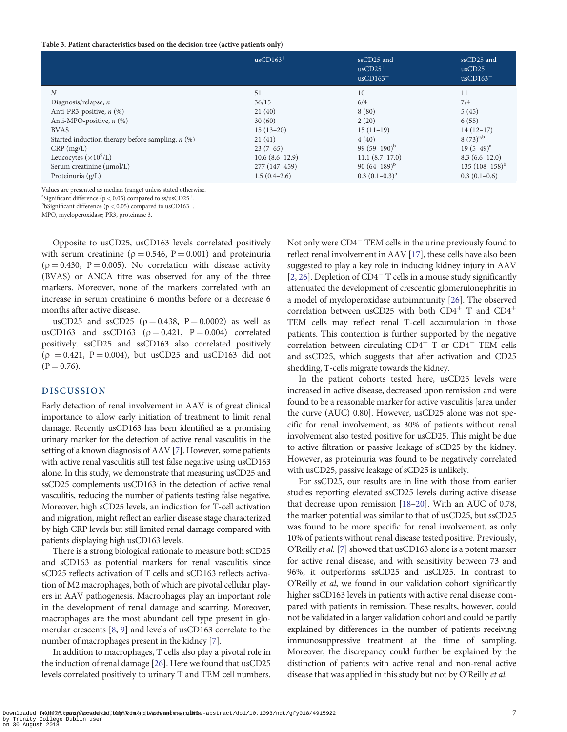**Table 3. Patient characteristics based on the decision tree (active patients only)**

| | usCD163$^{+}$ | ssCD25 and usCD25$^{+}$ usCD163$^{-}$ | ssCD25 and usCD25$^{-}$ usCD163$^{-}$ |
|---|---|---|---|
| *N* | 51 | 10 | 11 |
| Diagnosis/relapse, *n* | 36/15 | 6/4 | 7/4 |
| Anti-PR3-positive, *n* (%) | 21 (40) | 8 (80) | 5 (45) |
| Anti-MPO-positive, *n* (%) | 30 (60) | 2 (20) | 6 (55) |
| BVAS | 15 (13–20) | 15 (11–19) | 14 (12–17) |
| Started induction therapy before sampling, *n* (%) | 21 (41) | 4 (40) | 8 (73)[a,b] |
| CRP (mg/L) | 23 (7–65) | 99 (59–190)[b] | 19 (5–49)[a] |
| Leucocytes ($\times 10^{9}$/L) | 10.6 (8.6–12.9) | 11.1 (8.7–17.0) | 8.3 (6.6–12.0) |
| Serum creatinine (μmol/L) | 277 (147–459) | 90 (64–189)[b] | 135 (108–158)[b] |
| Proteinuria (g/L) | 1.5 (0.4–2.6) | 0.3 (0.1–0.3)[b] | 0.3 (0.1–0.6) |

Values are presented as median (range) unless stated otherwise.
[a]Significant difference ($p < 0.05$) compared to ss/usCD25$^{+}$.
[b]bSignificant difference ($p < 0.05$) compared to usCD163$^{+}$.
MPO, myeloperoxidase; PR3, proteinase 3.

Opposite to usCD25, usCD163 levels correlated positively with serum creatinine ($\rho = 0.546$, $P = 0.001$) and proteinuria ($\rho = 0.430$, $P = 0.005$). No correlation with disease activity (BVAS) or ANCA titre was observed for any of the three markers. Moreover, none of the markers correlated with an increase in serum creatinine 6 months before or a decrease 6 months after active disease.

usCD25 and ssCD25 ($\rho = 0.438$, $P = 0.0002$) as well as usCD163 and ssCD163 ($\rho = 0.421$, $P = 0.004$) correlated positively. ssCD25 and ssCD163 also correlated positively ($\rho = 0.421$, $P = 0.004$), but usCD25 and usCD163 did not ($P = 0.76$).

## DISCUSSION

Early detection of renal involvement in AAV is of great clinical importance to allow early initiation of treatment to limit renal damage. Recently usCD163 has been identified as a promising urinary marker for the detection of active renal vasculitis in the setting of a known diagnosis of AAV [7]. However, some patients with active renal vasculitis still test false negative using usCD163 alone. In this study, we demonstrate that measuring usCD25 and ssCD25 complements usCD163 in the detection of active renal vasculitis, reducing the number of patients testing false negative. Moreover, high sCD25 levels, an indication for T-cell activation and migration, might reflect an earlier disease stage characterized by high CRP levels but still limited renal damage compared with patients displaying high usCD163 levels.

There is a strong biological rationale to measure both sCD25 and sCD163 as potential markers for renal vasculitis since sCD25 reflects activation of T cells and sCD163 reflects activation of M2 macrophages, both of which are pivotal cellular players in AAV pathogenesis. Macrophages play an important role in the development of renal damage and scarring. Moreover, macrophages are the most abundant cell type present in glomerular crescents [8, 9] and levels of usCD163 correlate to the number of macrophages present in the kidney [7].

In addition to macrophages, T cells also play a pivotal role in the induction of renal damage [26]. Here we found that usCD25 levels correlated positively to urinary T and TEM cell numbers. Not only were CD4$^{+}$ TEM cells in the urine previously found to reflect renal involvement in AAV [17], these cells have also been suggested to play a key role in inducing kidney injury in AAV [2, 26]. Depletion of CD4$^{+}$ T cells in a mouse study significantly attenuated the development of crescentic glomerulonephritis in a model of myeloperoxidase autoimmunity [26]. The observed correlation between usCD25 with both CD4$^{+}$ T and CD4$^{+}$ TEM cells may reflect renal T-cell accumulation in those patients. This contention is further supported by the negative correlation between circulating CD4$^{+}$ T or CD4$^{+}$ TEM cells and ssCD25, which suggests that after activation and CD25 shedding, T-cells migrate towards the kidney.

In the patient cohorts tested here, usCD25 levels were increased in active disease, decreased upon remission and were found to be a reasonable marker for active vasculitis [area under the curve (AUC) 0.80]. However, usCD25 alone was not specific for renal involvement, as 30% of patients without renal involvement also tested positive for usCD25. This might be due to active filtration or passive leakage of sCD25 by the kidney. However, as proteinuria was found to be negatively correlated with usCD25, passive leakage of sCD25 is unlikely.

For ssCD25, our results are in line with those from earlier studies reporting elevated ssCD25 levels during active disease that decrease upon remission [18–20]. With an AUC of 0.78, the marker potential was similar to that of usCD25, but ssCD25 was found to be more specific for renal involvement, as only 10% of patients without renal disease tested positive. Previously, O'Reilly *et al.* [7] showed that usCD163 alone is a potent marker for active renal disease, and with sensitivity between 73 and 96%, it outperforms ssCD25 and usCD25. In contrast to O'Reilly *et al*, we found in our validation cohort significantly higher ssCD163 levels in patients with active renal disease compared with patients in remission. These results, however, could not be validated in a larger validation cohort and could be partly explained by differences in the number of patients receiving immunosuppressive treatment at the time of sampling. Moreover, the discrepancy could further be explained by the distinction of patients with active renal and non-renal active disease that was applied in this study but not by O'Reilly *et al.*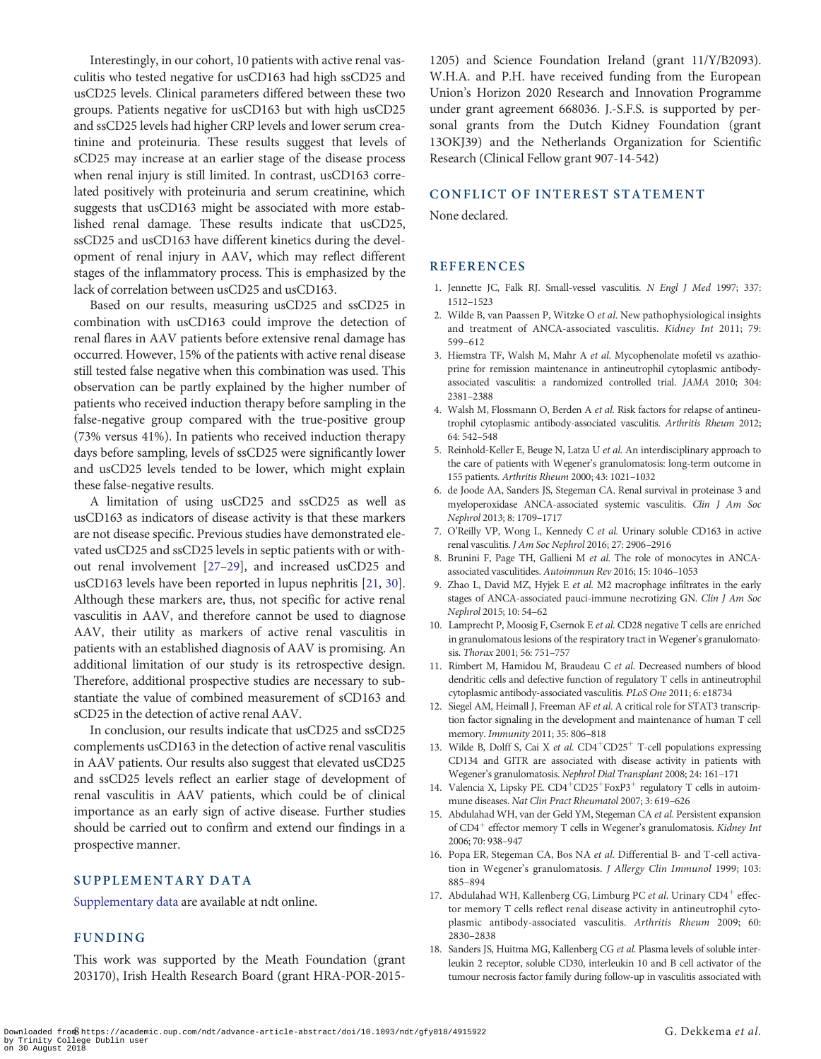Interestingly, in our cohort, 10 patients with active renal vasculitis who tested negative for usCD163 had high ssCD25 and usCD25 levels. Clinical parameters differed between these two groups. Patients negative for usCD163 but with high usCD25 and ssCD25 levels had higher CRP levels and lower serum creatinine and proteinuria. These results suggest that levels of sCD25 may increase at an earlier stage of the disease process when renal injury is still limited. In contrast, usCD163 correlated positively with proteinuria and serum creatinine, which suggests that usCD163 might be associated with more established renal damage. These results indicate that usCD25, ssCD25 and usCD163 have different kinetics during the development of renal injury in AAV, which may reflect different stages of the inflammatory process. This is emphasized by the lack of correlation between usCD25 and usCD163.

Based on our results, measuring usCD25 and ssCD25 in combination with usCD163 could improve the detection of renal flares in AAV patients before extensive renal damage has occurred. However, 15% of the patients with active renal disease still tested false negative when this combination was used. This observation can be partly explained by the higher number of patients who received induction therapy before sampling in the false-negative group compared with the true-positive group (73% versus 41%). In patients who received induction therapy days before sampling, levels of ssCD25 were significantly lower and usCD25 levels tended to be lower, which might explain these false-negative results.

A limitation of using usCD25 and ssCD25 as well as usCD163 as indicators of disease activity is that these markers are not disease specific. Previous studies have demonstrated elevated usCD25 and ssCD25 levels in septic patients with or without renal involvement [27–29], and increased usCD25 and usCD163 levels have been reported in lupus nephritis [21, 30]. Although these markers are, thus, not specific for active renal vasculitis in AAV, and therefore cannot be used to diagnose AAV, their utility as markers of active renal vasculitis in patients with an established diagnosis of AAV is promising. An additional limitation of our study is its retrospective design. Therefore, additional prospective studies are necessary to substantiate the value of combined measurement of sCD163 and sCD25 in the detection of active renal AAV.

In conclusion, our results indicate that usCD25 and ssCD25 complements usCD163 in the detection of active renal vasculitis in AAV patients. Our results also suggest that elevated usCD25 and ssCD25 levels reflect an earlier stage of development of renal vasculitis in AAV patients, which could be of clinical importance as an early sign of active disease. Further studies should be carried out to confirm and extend our findings in a prospective manner.

## SUPPLEMENTARY DATA

Supplementary data are available at ndt online.

## FUNDING

This work was supported by the Meath Foundation (grant 203170), Irish Health Research Board (grant HRA-POR-2015-1205) and Science Foundation Ireland (grant 11/Y/B2093). W.H.A. and P.H. have received funding from the European Union's Horizon 2020 Research and Innovation Programme under grant agreement 668036. J.-S.F.S. is supported by personal grants from the Dutch Kidney Foundation (grant 13OKJ39) and the Netherlands Organization for Scientific Research (Clinical Fellow grant 907-14-542)

## CONFLICT OF INTEREST STATEMENT

None declared.

## REFERENCES

1. Jennette JC, Falk RJ. Small-vessel vasculitis. *N Engl J Med* 1997; 337: 1512–1523
2. Wilde B, van Paassen P, Witzke O *et al.* New pathophysiological insights and treatment of ANCA-associated vasculitis. *Kidney Int* 2011; 79: 599–612
3. Hiemstra TF, Walsh M, Mahr A *et al.* Mycophenolate mofetil vs azathioprine for remission maintenance in antineutrophil cytoplasmic antibody-associated vasculitis: a randomized controlled trial. *JAMA* 2010; 304: 2381–2388
4. Walsh M, Flossmann O, Berden A *et al.* Risk factors for relapse of antineutrophil cytoplasmic antibody-associated vasculitis. *Arthritis Rheum* 2012; 64: 542–548
5. Reinhold-Keller E, Beuge N, Latza U *et al.* An interdisciplinary approach to the care of patients with Wegener's granulomatosis: long-term outcome in 155 patients. *Arthritis Rheum* 2000; 43: 1021–1032
6. de Joode AA, Sanders JS, Stegeman CA. Renal survival in proteinase 3 and myeloperoxidase ANCA-associated systemic vasculitis. *Clin J Am Soc Nephrol* 2013; 8: 1709–1717
7. O'Reilly VP, Wong L, Kennedy C *et al.* Urinary soluble CD163 in active renal vasculitis. *J Am Soc Nephrol* 2016; 27: 2906–2916
8. Brunini F, Page TH, Gallieni M *et al.* The role of monocytes in ANCA-associated vasculitides. *Autoimmun Rev* 2016; 15: 1046–1053
9. Zhao L, David MZ, Hyjek E *et al.* M2 macrophage infiltrates in the early stages of ANCA-associated pauci-immune necrotizing GN. *Clin J Am Soc Nephrol* 2015; 10: 54–62
10. Lamprecht P, Moosig F, Csernok E *et al.* CD28 negative T cells are enriched in granulomatous lesions of the respiratory tract in Wegener's granulomatosis. *Thorax* 2001; 56: 751–757
11. Rimbert M, Hamidou M, Braudeau C *et al.* Decreased numbers of blood dendritic cells and defective function of regulatory T cells in antineutrophil cytoplasmic antibody-associated vasculitis. *PLoS One* 2011; 6: e18734
12. Siegel AM, Heimall J, Freeman AF *et al.* A critical role for STAT3 transcription factor signaling in the development and maintenance of human T cell memory. *Immunity* 2011; 35: 806–818
13. Wilde B, Dolff S, Cai X *et al.* $CD4^+CD25^+$ T-cell populations expressing CD134 and GITR are associated with disease activity in patients with Wegener's granulomatosis. *Nephrol Dial Transplant* 2008; 24: 161–171
14. Valencia X, Lipsky PE. $CD4^+CD25^+FoxP3^+$ regulatory T cells in autoimmune diseases. *Nat Clin Pract Rheumatol* 2007; 3: 619–626
15. Abdulahad WH, van der Geld YM, Stegeman CA *et al.* Persistent expansion of $CD4^+$ effector memory T cells in Wegener's granulomatosis. *Kidney Int* 2006; 70: 938–947
16. Popa ER, Stegeman CA, Bos NA *et al.* Differential B- and T-cell activation in Wegener's granulomatosis. *J Allergy Clin Immunol* 1999; 103: 885–894
17. Abdulahad WH, Kallenberg CG, Limburg PC *et al.* Urinary $CD4^+$ effector memory T cells reflect renal disease activity in antineutrophil cytoplasmic antibody-associated vasculitis. *Arthritis Rheum* 2009; 60: 2830–2838
18. Sanders JS, Huitma MG, Kallenberg CG *et al.* Plasma levels of soluble interleukin 2 receptor, soluble CD30, interleukin 10 and B cell activator of the tumour necrosis factor family during follow-up in vasculitis associated with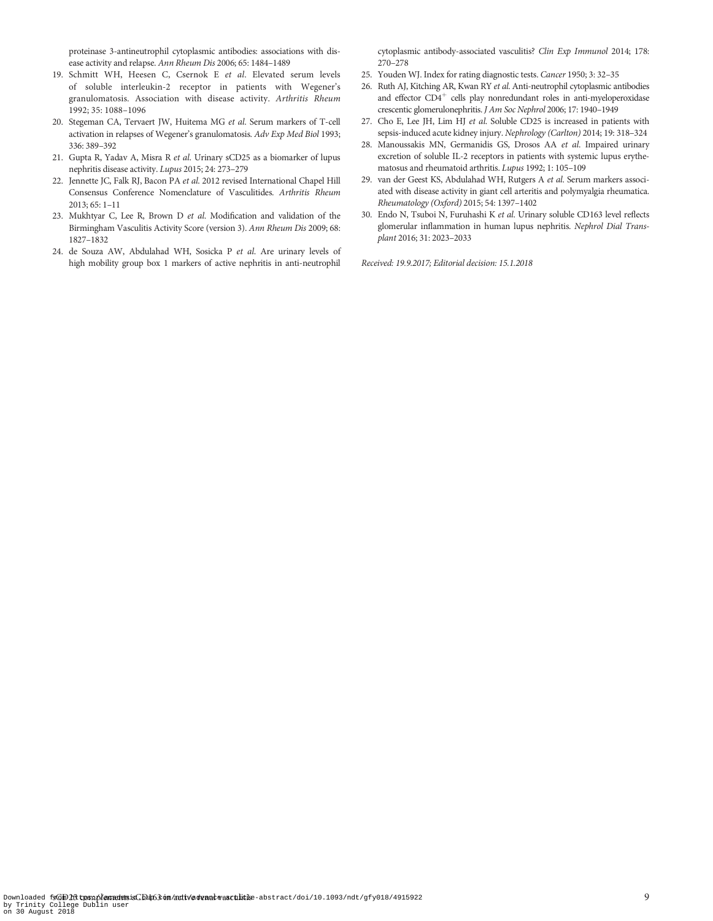proteinase 3-antineutrophil cytoplasmic antibodies: associations with disease activity and relapse. *Ann Rheum Dis* 2006; 65: 1484–1489

19. Schmitt WH, Heesen C, Csernok E *et al.* Elevated serum levels of soluble interleukin-2 receptor in patients with Wegener's granulomatosis. Association with disease activity. *Arthritis Rheum* 1992; 35: 1088–1096
20. Stegeman CA, Tervaert JW, Huitema MG *et al.* Serum markers of T-cell activation in relapses of Wegener's granulomatosis. *Adv Exp Med Biol* 1993; 336: 389–392
21. Gupta R, Yadav A, Misra R *et al.* Urinary sCD25 as a biomarker of lupus nephritis disease activity. *Lupus* 2015; 24: 273–279
22. Jennette JC, Falk RJ, Bacon PA *et al.* 2012 revised International Chapel Hill Consensus Conference Nomenclature of Vasculitides. *Arthritis Rheum* 2013; 65: 1–11
23. Mukhtyar C, Lee R, Brown D *et al.* Modification and validation of the Birmingham Vasculitis Activity Score (version 3). *Ann Rheum Dis* 2009; 68: 1827–1832
24. de Souza AW, Abdulahad WH, Sosicka P *et al.* Are urinary levels of high mobility group box 1 markers of active nephritis in anti-neutrophil cytoplasmic antibody-associated vasculitis? *Clin Exp Immunol* 2014; 178: 270–278
25. Youden WJ. Index for rating diagnostic tests. *Cancer* 1950; 3: 32–35
26. Ruth AJ, Kitching AR, Kwan RY *et al.* Anti-neutrophil cytoplasmic antibodies and effector CD4$^{+}$ cells play nonredundant roles in anti-myeloperoxidase crescentic glomerulonephritis. *J Am Soc Nephrol* 2006; 17: 1940–1949
27. Cho E, Lee JH, Lim HJ *et al.* Soluble CD25 is increased in patients with sepsis-induced acute kidney injury. *Nephrology (Carlton)* 2014; 19: 318–324
28. Manoussakis MN, Germanidis GS, Drosos AA *et al.* Impaired urinary excretion of soluble IL-2 receptors in patients with systemic lupus erythematosus and rheumatoid arthritis. *Lupus* 1992; 1: 105–109
29. van der Geest KS, Abdulahad WH, Rutgers A *et al.* Serum markers associated with disease activity in giant cell arteritis and polymyalgia rheumatica. *Rheumatology (Oxford)* 2015; 54: 1397–1402
30. Endo N, Tsuboi N, Furuhashi K *et al.* Urinary soluble CD163 level reflects glomerular inflammation in human lupus nephritis. *Nephrol Dial Transplant* 2016; 31: 2023–2033

*Received: 19.9.2017; Editorial decision: 15.1.2018*